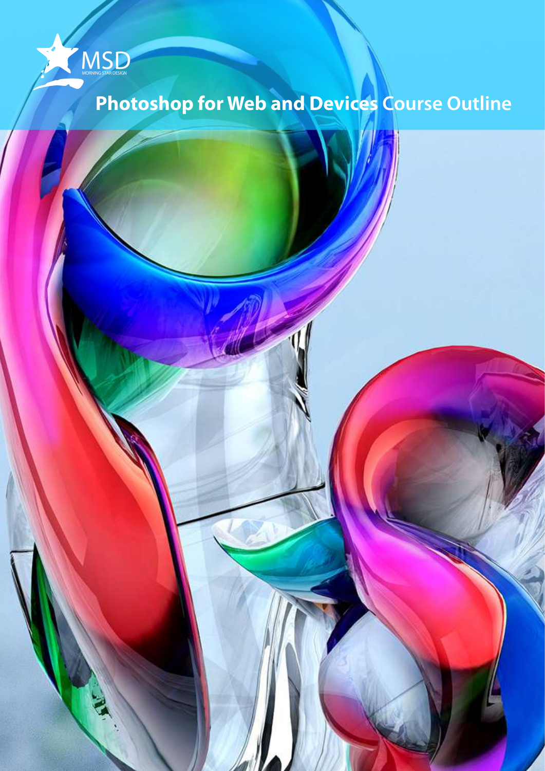MSD
MORNING STAR DESIGN

# Photoshop for Web and Devices Course Outline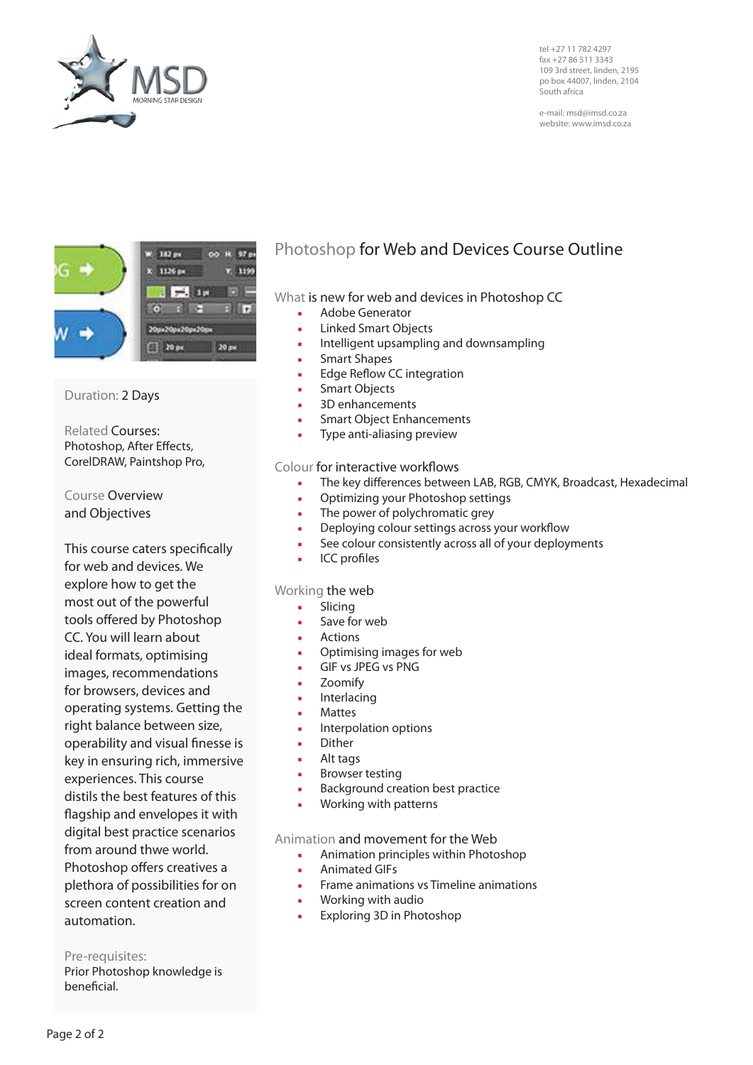tel +27 11 782 4297
fax +27 86 511 3343
109 3rd street, linden, 2195
po box 44007, linden, 2104
South africa

e-mail: msd@imsd.co.za
website: www.imsd.co.za

# Photoshop for Web and Devices Course Outline

Duration: 2 Days

Related Courses:
Photoshop, After Effects, CorelDRAW, Paintshop Pro,

Course Overview and Objectives

This course caters specifically for web and devices. We explore how to get the most out of the powerful tools offered by Photoshop CC. You will learn about ideal formats, optimising images, recommendations for browsers, devices and operating systems. Getting the right balance between size, operability and visual finesse is key in ensuring rich, immersive experiences. This course distils the best features of this flagship and envelopes it with digital best practice scenarios from around thwe world. Photoshop offers creatives a plethora of possibilities for on screen content creation and automation.

Pre-requisites:
Prior Photoshop knowledge is beneficial.

## What is new for web and devices in Photoshop CC

- Adobe Generator
- Linked Smart Objects
- Intelligent upsampling and downsampling
- Smart Shapes
- Edge Reflow CC integration
- Smart Objects
- 3D enhancements
- Smart Object Enhancements
- Type anti-aliasing preview

## Colour for interactive workflows

- The key differences between LAB, RGB, CMYK, Broadcast, Hexadecimal
- Optimizing your Photoshop settings
- The power of polychromatic grey
- Deploying colour settings across your workflow
- See colour consistently across all of your deployments
- ICC profiles

## Working the web

- Slicing
- Save for web
- Actions
- Optimising images for web
- GIF vs JPEG vs PNG
- Zoomify
- Interlacing
- Mattes
- Interpolation options
- Dither
- Alt tags
- Browser testing
- Background creation best practice
- Working with patterns

## Animation and movement for the Web

- Animation principles within Photoshop
- Animated GIFs
- Frame animations vs Timeline animations
- Working with audio
- Exploring 3D in Photoshop